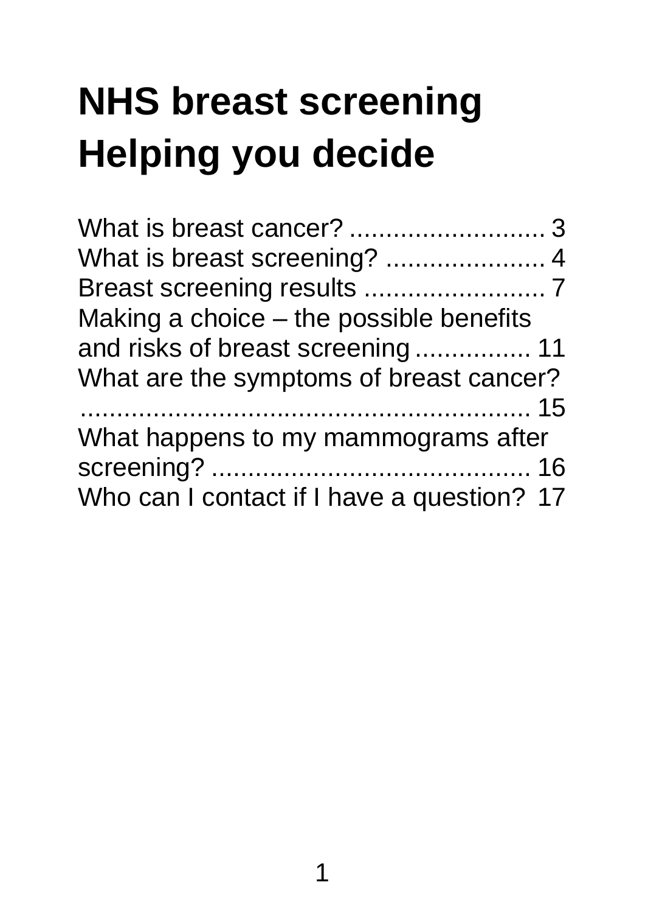# NHS breast screening
# Helping you decide

What is breast cancer? ........................... 3
What is breast screening? ...................... 4
Breast screening results ......................... 7
Making a choice – the possible benefits and risks of breast screening ................ 11
What are the symptoms of breast cancer? ............................................................. 15
What happens to my mammograms after screening? ............................................ 16
Who can I contact if I have a question? 17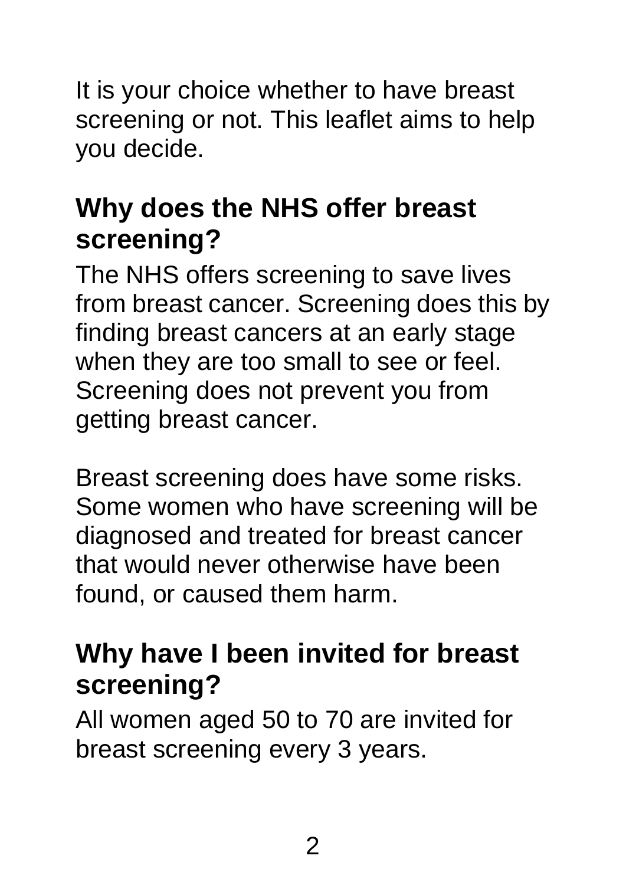It is your choice whether to have breast screening or not. This leaflet aims to help you decide.

## Why does the NHS offer breast screening?

The NHS offers screening to save lives from breast cancer. Screening does this by finding breast cancers at an early stage when they are too small to see or feel. Screening does not prevent you from getting breast cancer.

Breast screening does have some risks. Some women who have screening will be diagnosed and treated for breast cancer that would never otherwise have been found, or caused them harm.

## Why have I been invited for breast screening?

All women aged 50 to 70 are invited for breast screening every 3 years.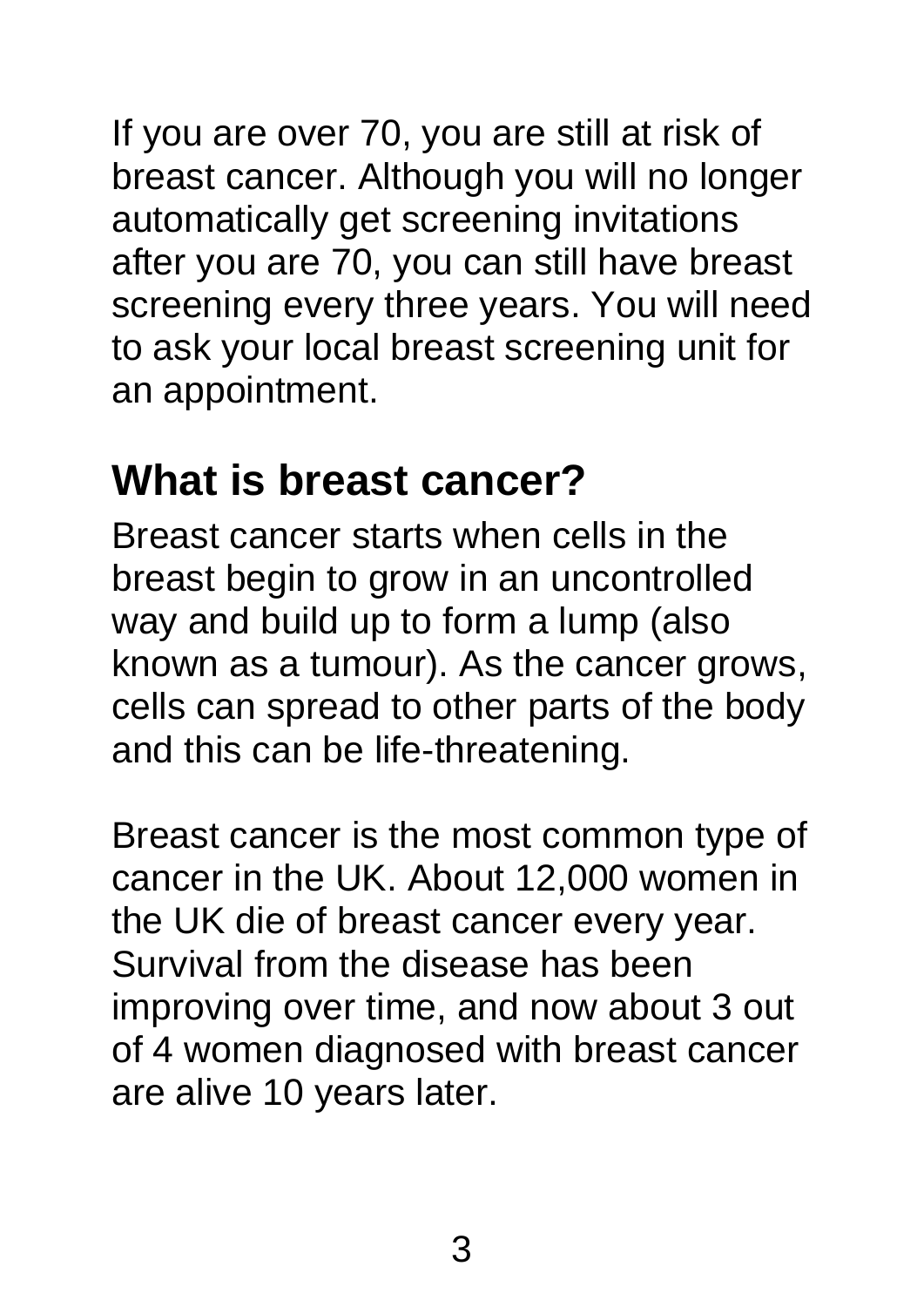If you are over 70, you are still at risk of breast cancer. Although you will no longer automatically get screening invitations after you are 70, you can still have breast screening every three years. You will need to ask your local breast screening unit for an appointment.

## What is breast cancer?

Breast cancer starts when cells in the breast begin to grow in an uncontrolled way and build up to form a lump (also known as a tumour). As the cancer grows, cells can spread to other parts of the body and this can be life-threatening.

Breast cancer is the most common type of cancer in the UK. About 12,000 women in the UK die of breast cancer every year. Survival from the disease has been improving over time, and now about 3 out of 4 women diagnosed with breast cancer are alive 10 years later.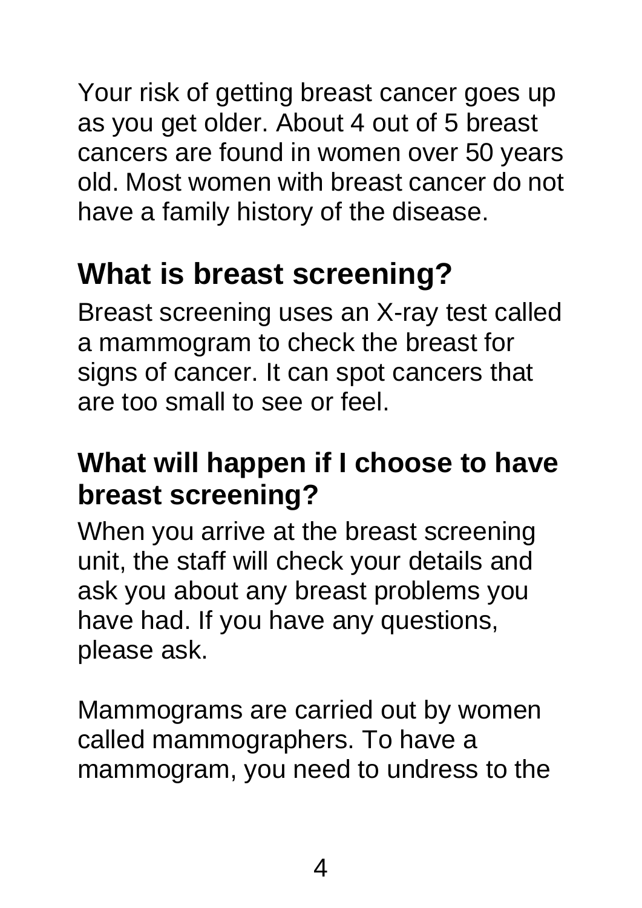Your risk of getting breast cancer goes up as you get older. About 4 out of 5 breast cancers are found in women over 50 years old. Most women with breast cancer do not have a family history of the disease.

## What is breast screening?

Breast screening uses an X-ray test called a mammogram to check the breast for signs of cancer. It can spot cancers that are too small to see or feel.

### What will happen if I choose to have breast screening?

When you arrive at the breast screening unit, the staff will check your details and ask you about any breast problems you have had. If you have any questions, please ask.

Mammograms are carried out by women called mammographers. To have a mammogram, you need to undress to the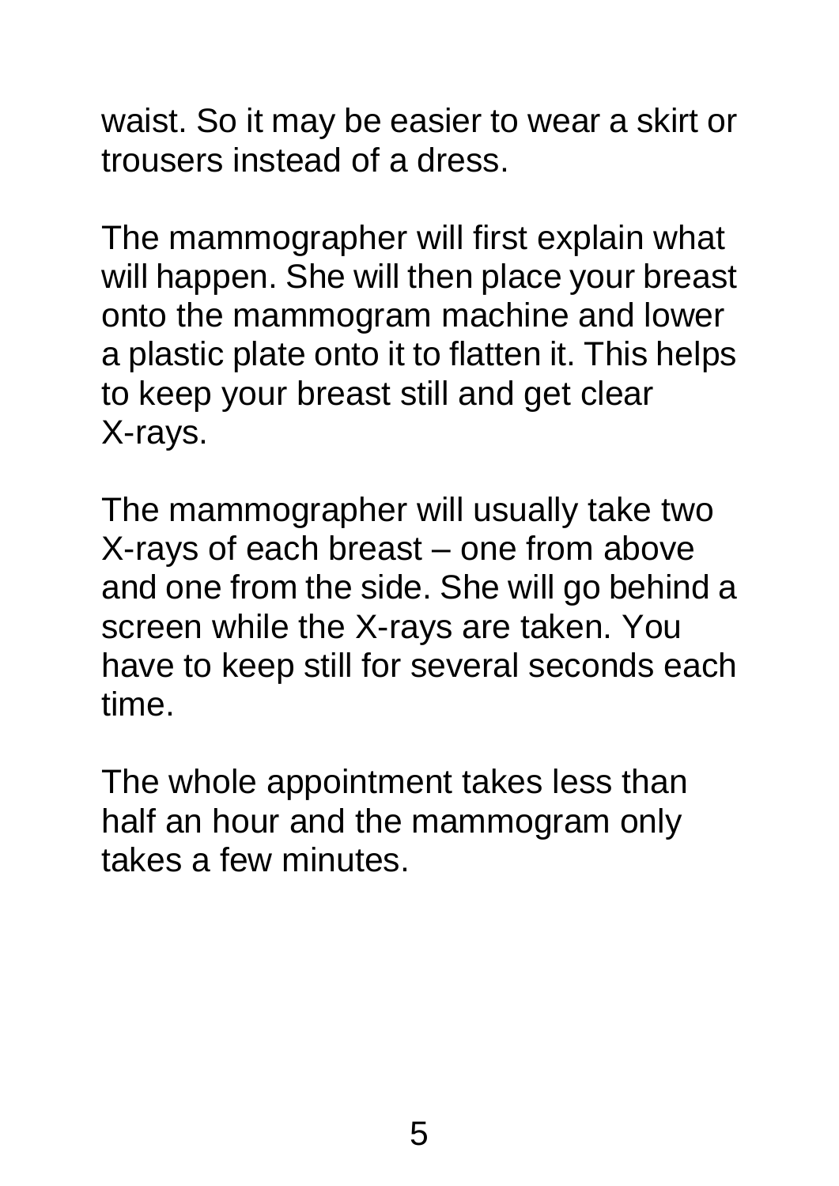waist. So it may be easier to wear a skirt or trousers instead of a dress.

The mammographer will first explain what will happen. She will then place your breast onto the mammogram machine and lower a plastic plate onto it to flatten it. This helps to keep your breast still and get clear X-rays.

The mammographer will usually take two X-rays of each breast – one from above and one from the side. She will go behind a screen while the X-rays are taken. You have to keep still for several seconds each time.

The whole appointment takes less than half an hour and the mammogram only takes a few minutes.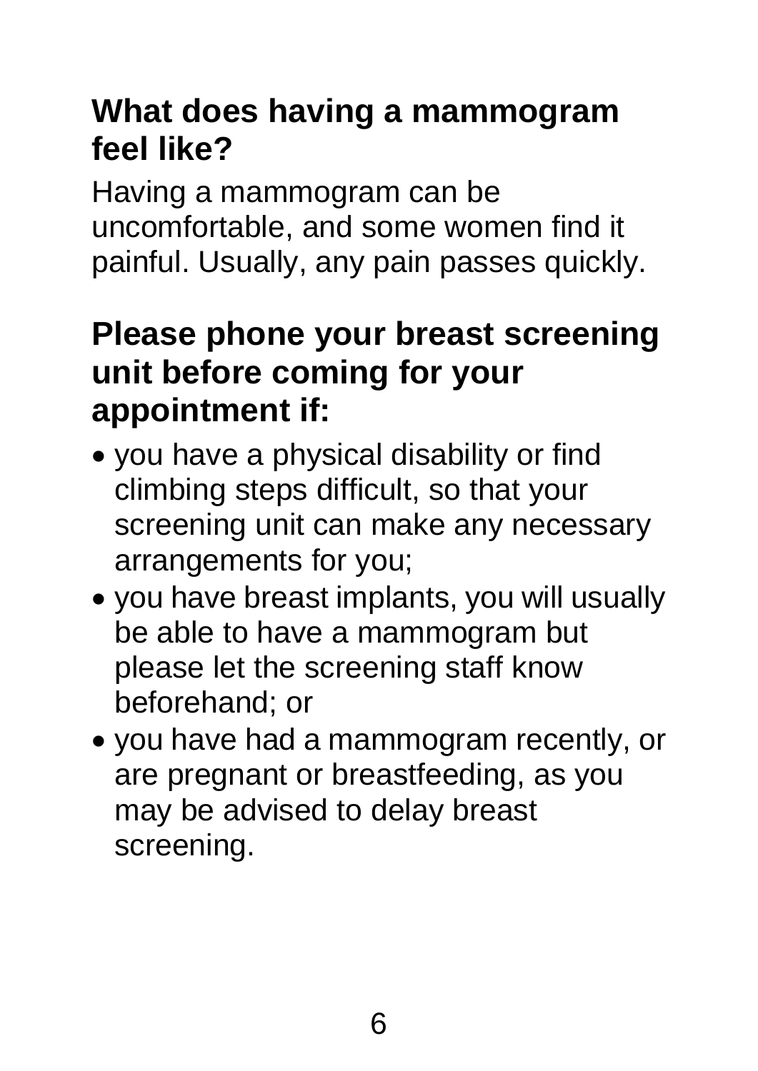## What does having a mammogram feel like?

Having a mammogram can be uncomfortable, and some women find it painful. Usually, any pain passes quickly.

## Please phone your breast screening unit before coming for your appointment if:

- you have a physical disability or find climbing steps difficult, so that your screening unit can make any necessary arrangements for you;
- you have breast implants, you will usually be able to have a mammogram but please let the screening staff know beforehand; or
- you have had a mammogram recently, or are pregnant or breastfeeding, as you may be advised to delay breast screening.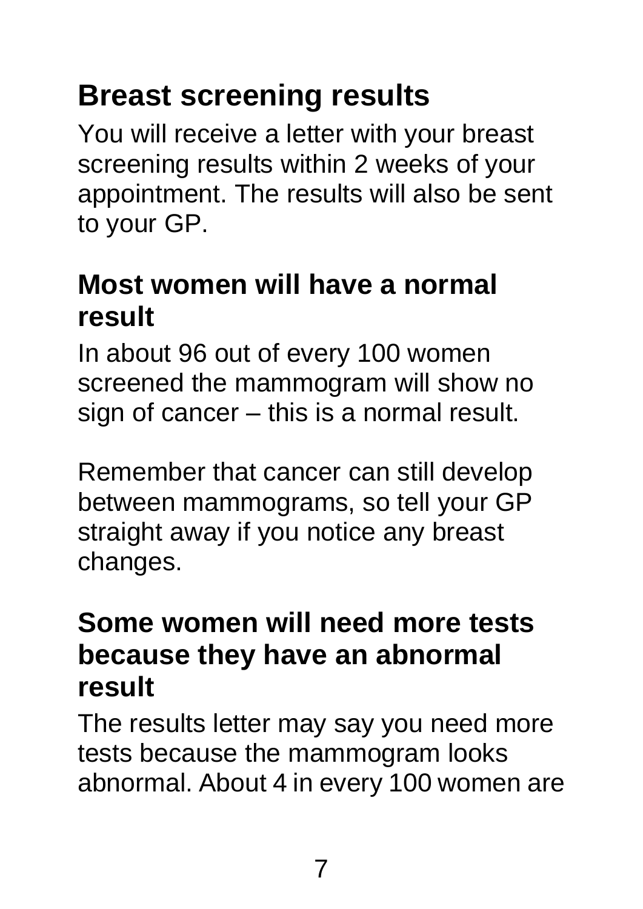## Breast screening results

You will receive a letter with your breast screening results within 2 weeks of your appointment. The results will also be sent to your GP.

### Most women will have a normal result

In about 96 out of every 100 women screened the mammogram will show no sign of cancer – this is a normal result.

Remember that cancer can still develop between mammograms, so tell your GP straight away if you notice any breast changes.

### Some women will need more tests because they have an abnormal result

The results letter may say you need more tests because the mammogram looks abnormal. About 4 in every 100 women are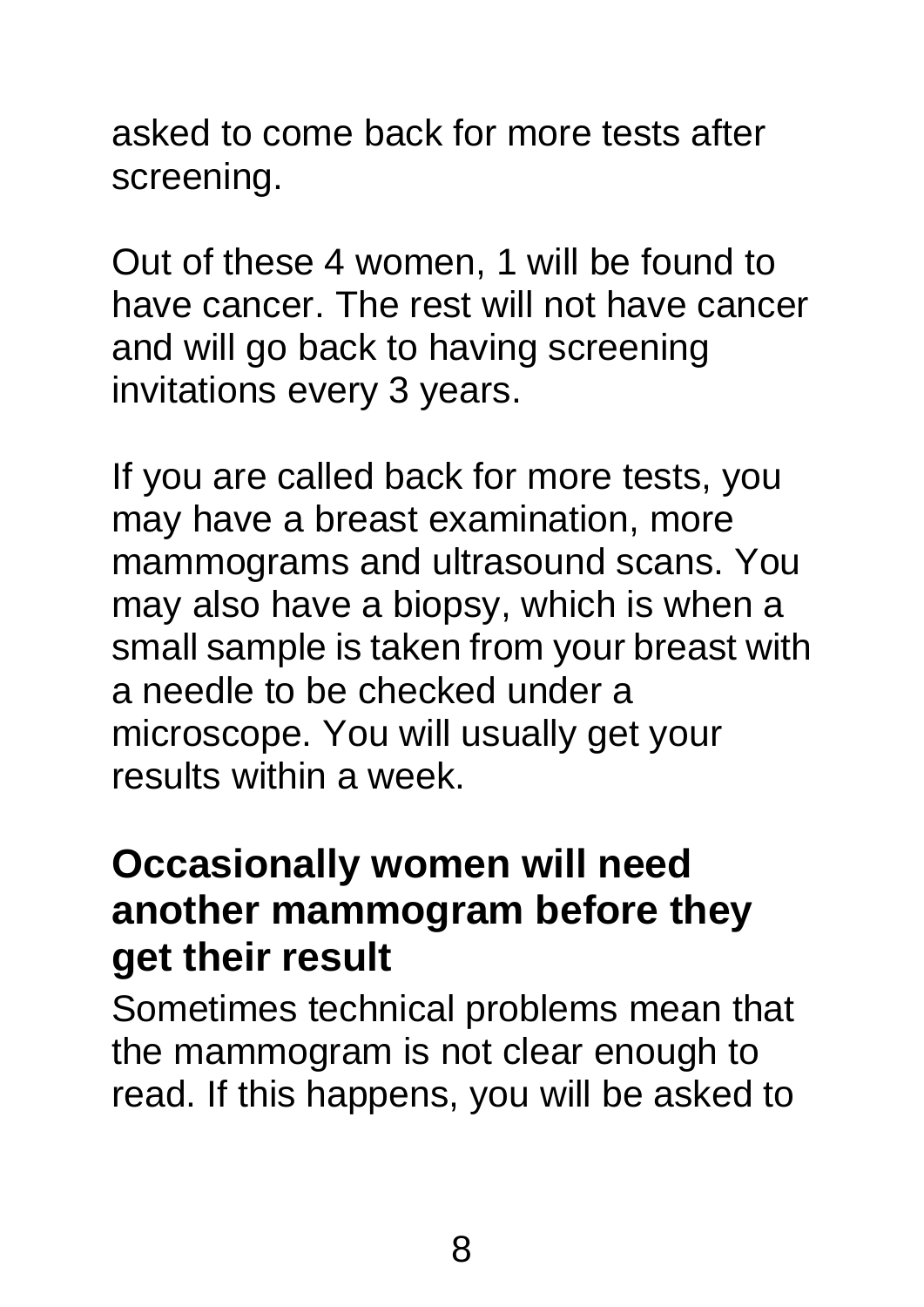asked to come back for more tests after screening.

Out of these 4 women, 1 will be found to have cancer. The rest will not have cancer and will go back to having screening invitations every 3 years.

If you are called back for more tests, you may have a breast examination, more mammograms and ultrasound scans. You may also have a biopsy, which is when a small sample is taken from your breast with a needle to be checked under a microscope. You will usually get your results within a week.

## Occasionally women will need another mammogram before they get their result

Sometimes technical problems mean that the mammogram is not clear enough to read. If this happens, you will be asked to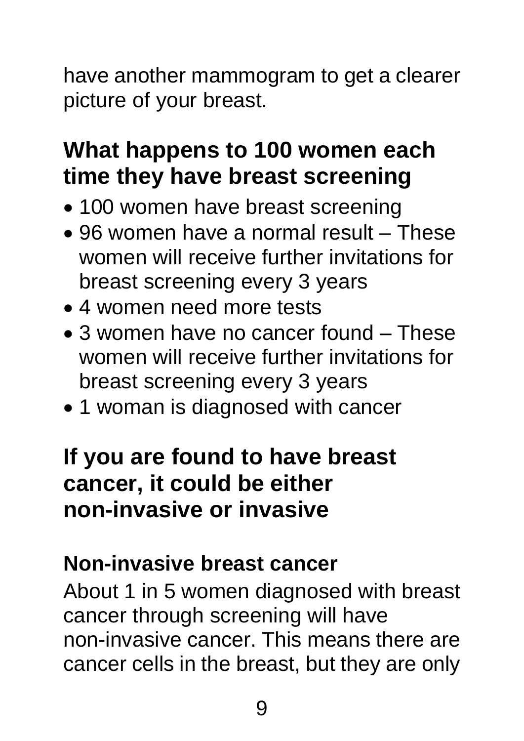have another mammogram to get a clearer picture of your breast.

## What happens to 100 women each time they have breast screening

- 100 women have breast screening
- 96 women have a normal result – These women will receive further invitations for breast screening every 3 years
- 4 women need more tests
- 3 women have no cancer found – These women will receive further invitations for breast screening every 3 years
- 1 woman is diagnosed with cancer

## If you are found to have breast cancer, it could be either non-invasive or invasive

### Non-invasive breast cancer

About 1 in 5 women diagnosed with breast cancer through screening will have non-invasive cancer. This means there are cancer cells in the breast, but they are only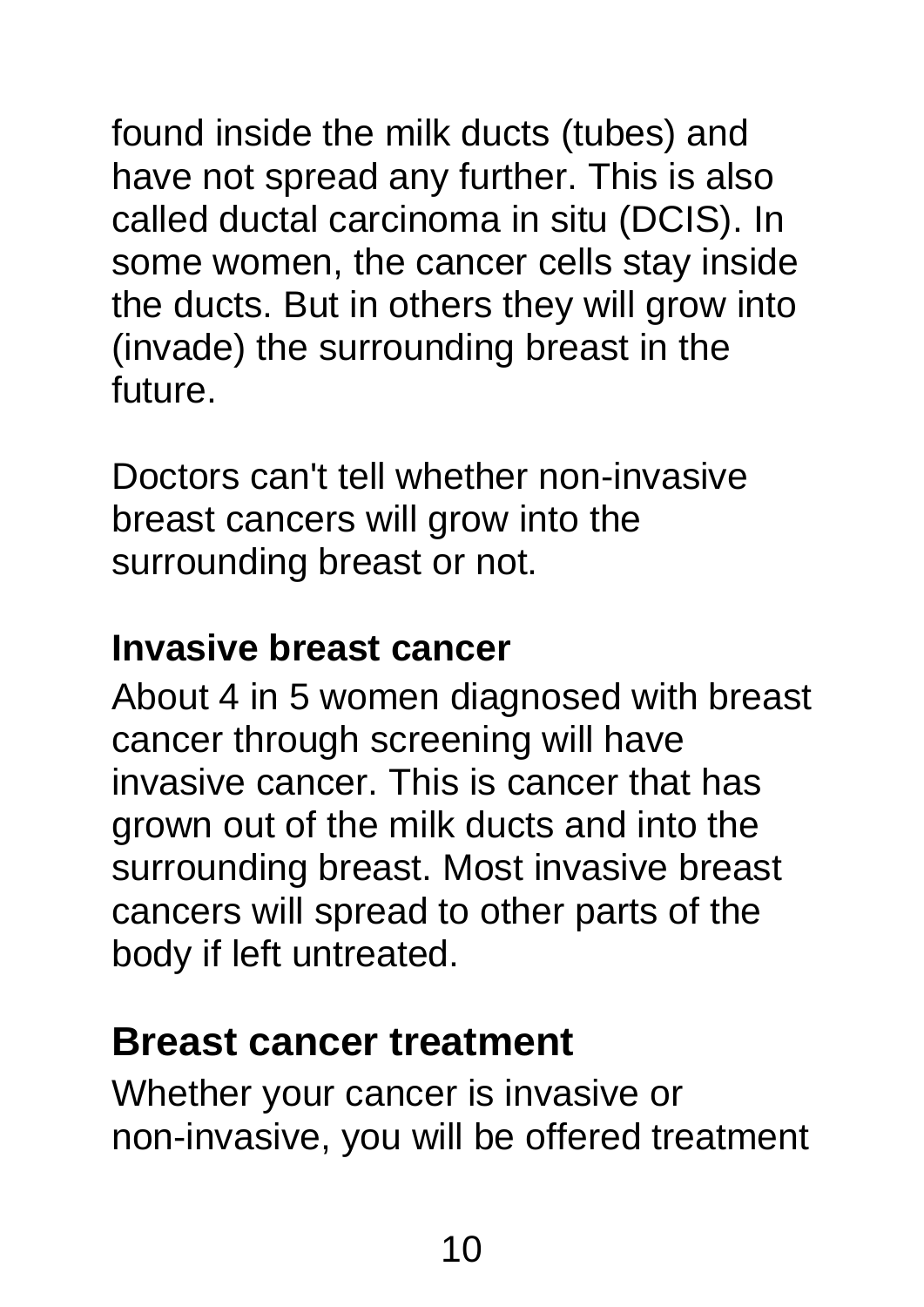found inside the milk ducts (tubes) and have not spread any further. This is also called ductal carcinoma in situ (DCIS). In some women, the cancer cells stay inside the ducts. But in others they will grow into (invade) the surrounding breast in the future.

Doctors can't tell whether non-invasive breast cancers will grow into the surrounding breast or not.

### Invasive breast cancer

About 4 in 5 women diagnosed with breast cancer through screening will have invasive cancer. This is cancer that has grown out of the milk ducts and into the surrounding breast. Most invasive breast cancers will spread to other parts of the body if left untreated.

## Breast cancer treatment

Whether your cancer is invasive or non-invasive, you will be offered treatment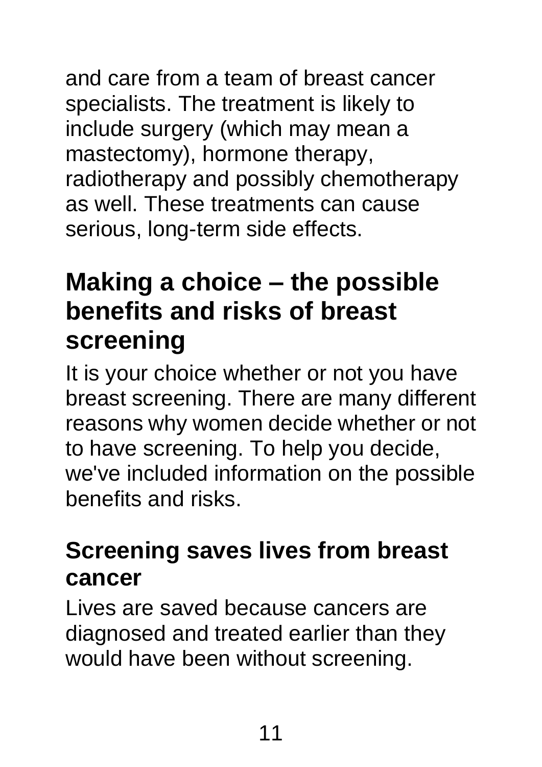and care from a team of breast cancer specialists. The treatment is likely to include surgery (which may mean a mastectomy), hormone therapy, radiotherapy and possibly chemotherapy as well. These treatments can cause serious, long-term side effects.

## Making a choice – the possible benefits and risks of breast screening

It is your choice whether or not you have breast screening. There are many different reasons why women decide whether or not to have screening. To help you decide, we've included information on the possible benefits and risks.

### Screening saves lives from breast cancer

Lives are saved because cancers are diagnosed and treated earlier than they would have been without screening.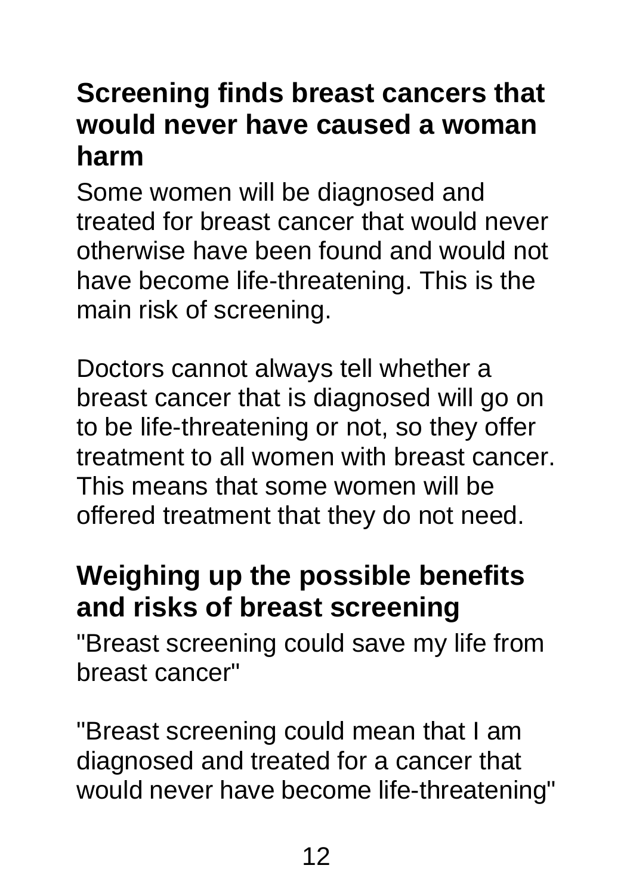## Screening finds breast cancers that would never have caused a woman harm

Some women will be diagnosed and treated for breast cancer that would never otherwise have been found and would not have become life-threatening. This is the main risk of screening.

Doctors cannot always tell whether a breast cancer that is diagnosed will go on to be life-threatening or not, so they offer treatment to all women with breast cancer. This means that some women will be offered treatment that they do not need.

## Weighing up the possible benefits and risks of breast screening

"Breast screening could save my life from breast cancer"

"Breast screening could mean that I am diagnosed and treated for a cancer that would never have become life-threatening"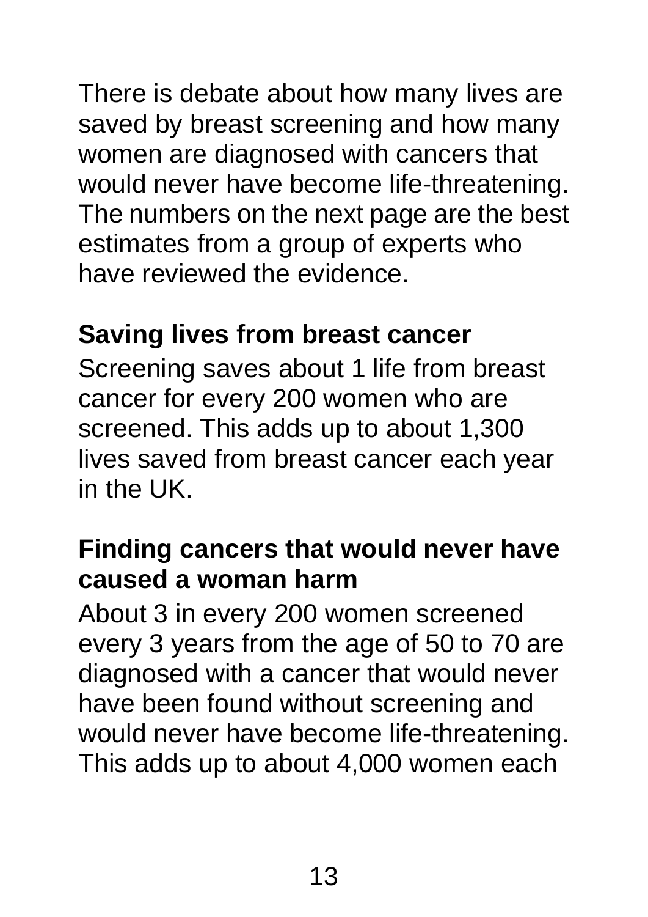There is debate about how many lives are saved by breast screening and how many women are diagnosed with cancers that would never have become life-threatening. The numbers on the next page are the best estimates from a group of experts who have reviewed the evidence.

## Saving lives from breast cancer

Screening saves about 1 life from breast cancer for every 200 women who are screened. This adds up to about 1,300 lives saved from breast cancer each year in the UK.

## Finding cancers that would never have caused a woman harm

About 3 in every 200 women screened every 3 years from the age of 50 to 70 are diagnosed with a cancer that would never have been found without screening and would never have become life-threatening. This adds up to about 4,000 women each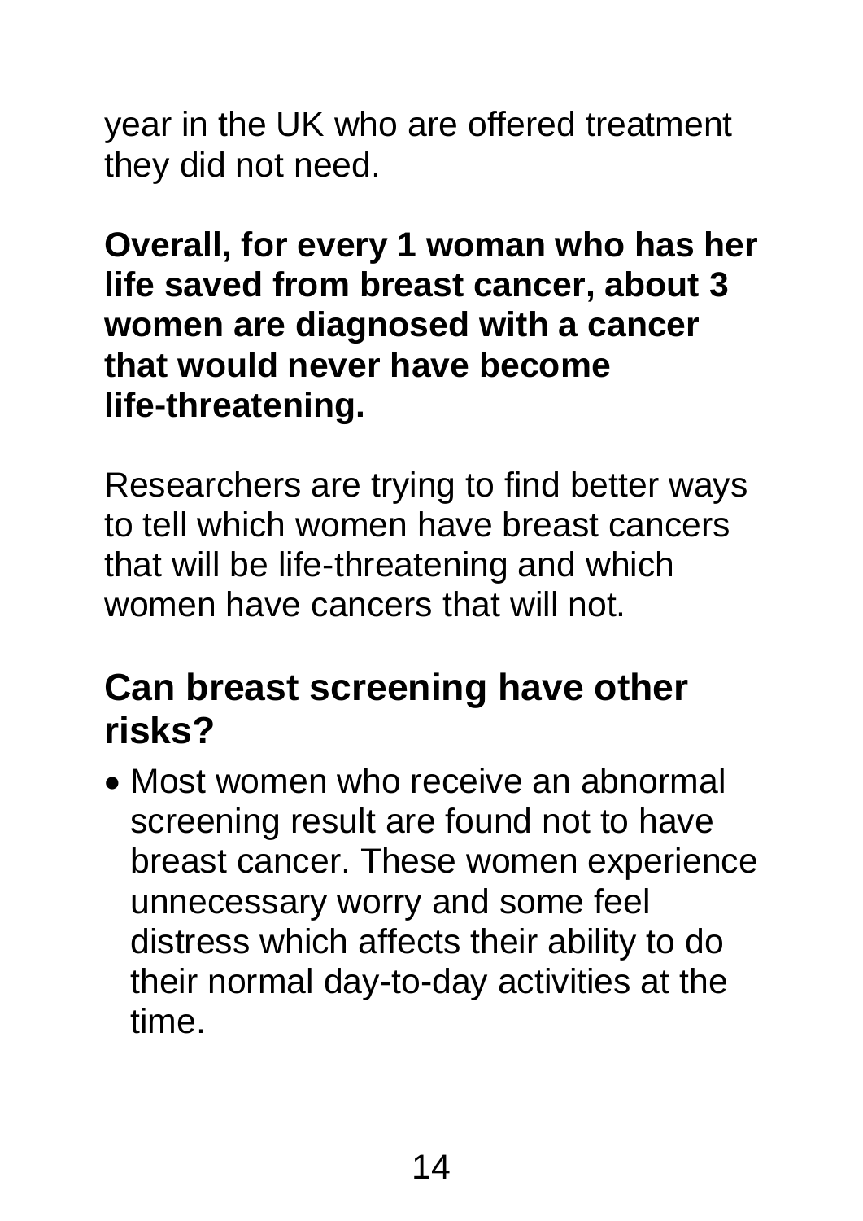year in the UK who are offered treatment they did not need.

**Overall, for every 1 woman who has her life saved from breast cancer, about 3 women are diagnosed with a cancer that would never have become life-threatening.**

Researchers are trying to find better ways to tell which women have breast cancers that will be life-threatening and which women have cancers that will not.

## Can breast screening have other risks?

- Most women who receive an abnormal screening result are found not to have breast cancer. These women experience unnecessary worry and some feel distress which affects their ability to do their normal day-to-day activities at the time.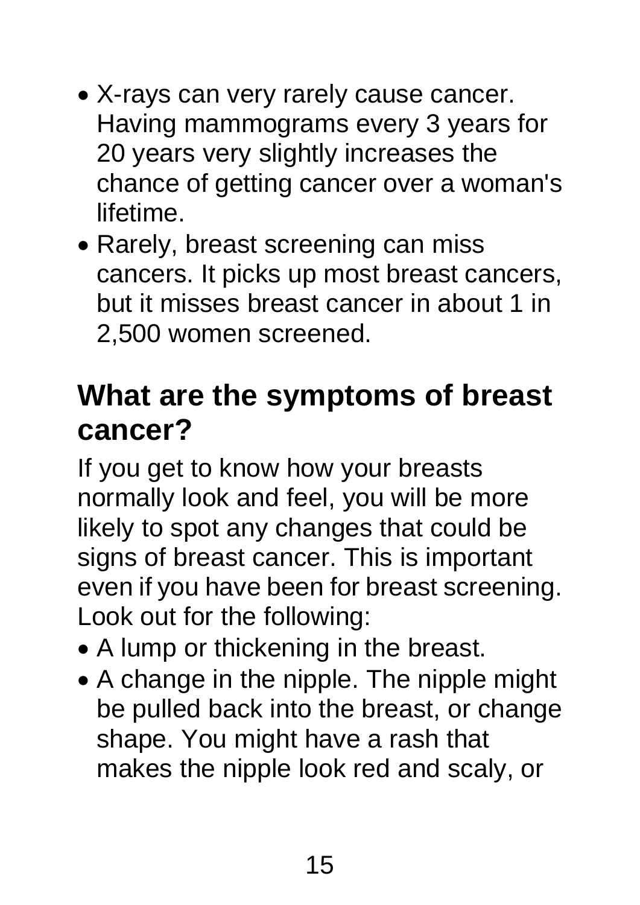- X-rays can very rarely cause cancer. Having mammograms every 3 years for 20 years very slightly increases the chance of getting cancer over a woman's lifetime.
- Rarely, breast screening can miss cancers. It picks up most breast cancers, but it misses breast cancer in about 1 in 2,500 women screened.

## What are the symptoms of breast cancer?

If you get to know how your breasts normally look and feel, you will be more likely to spot any changes that could be signs of breast cancer. This is important even if you have been for breast screening. Look out for the following:

- A lump or thickening in the breast.
- A change in the nipple. The nipple might be pulled back into the breast, or change shape. You might have a rash that makes the nipple look red and scaly, or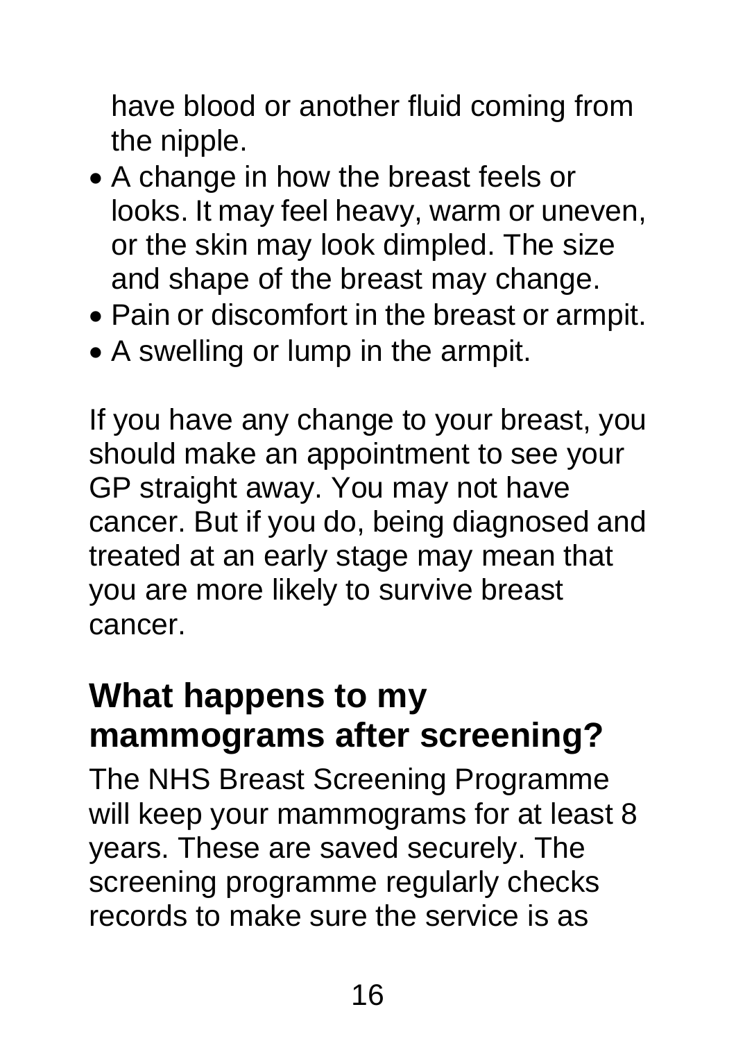have blood or another fluid coming from the nipple.

- A change in how the breast feels or looks. It may feel heavy, warm or uneven, or the skin may look dimpled. The size and shape of the breast may change.
- Pain or discomfort in the breast or armpit.
- A swelling or lump in the armpit.

If you have any change to your breast, you should make an appointment to see your GP straight away. You may not have cancer. But if you do, being diagnosed and treated at an early stage may mean that you are more likely to survive breast cancer.

## What happens to my mammograms after screening?

The NHS Breast Screening Programme will keep your mammograms for at least 8 years. These are saved securely. The screening programme regularly checks records to make sure the service is as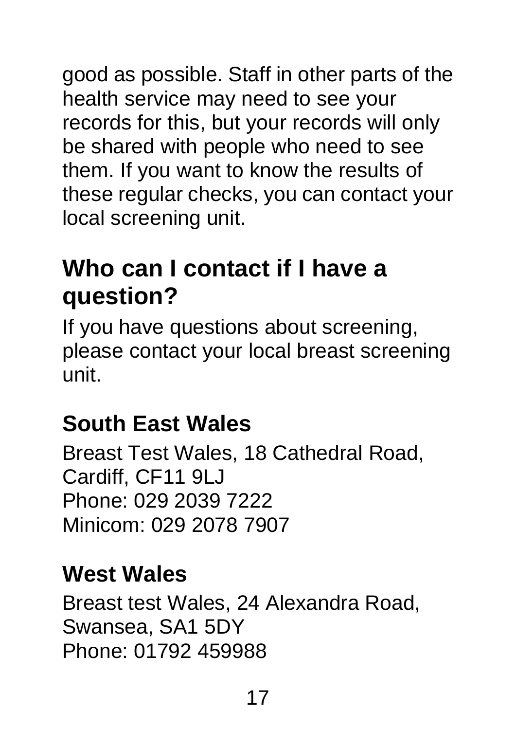good as possible. Staff in other parts of the health service may need to see your records for this, but your records will only be shared with people who need to see them. If you want to know the results of these regular checks, you can contact your local screening unit.

## Who can I contact if I have a question?

If you have questions about screening, please contact your local breast screening unit.

### South East Wales

Breast Test Wales, 18 Cathedral Road, Cardiff, CF11 9LJ
Phone: 029 2039 7222
Minicom: 029 2078 7907

### West Wales

Breast test Wales, 24 Alexandra Road, Swansea, SA1 5DY
Phone: 01792 459988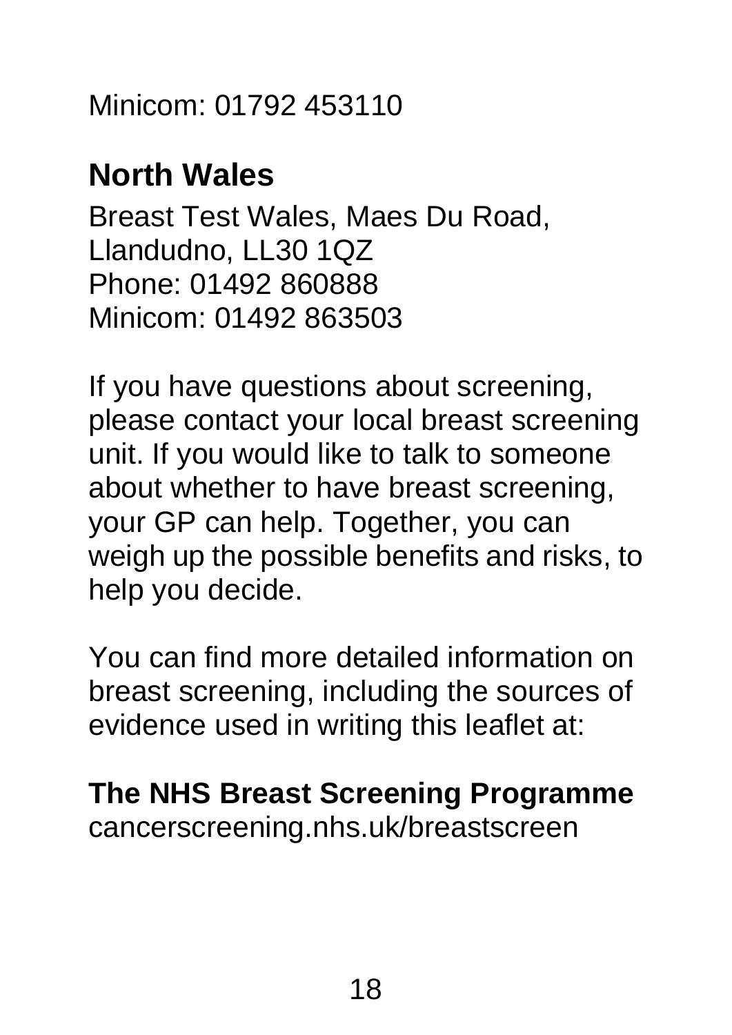Minicom: 01792 453110

## North Wales

Breast Test Wales, Maes Du Road,
Llandudno, LL30 1QZ
Phone: 01492 860888
Minicom: 01492 863503

If you have questions about screening, please contact your local breast screening unit. If you would like to talk to someone about whether to have breast screening, your GP can help. Together, you can weigh up the possible benefits and risks, to help you decide.

You can find more detailed information on breast screening, including the sources of evidence used in writing this leaflet at:

**The NHS Breast Screening Programme**
cancerscreening.nhs.uk/breastscreen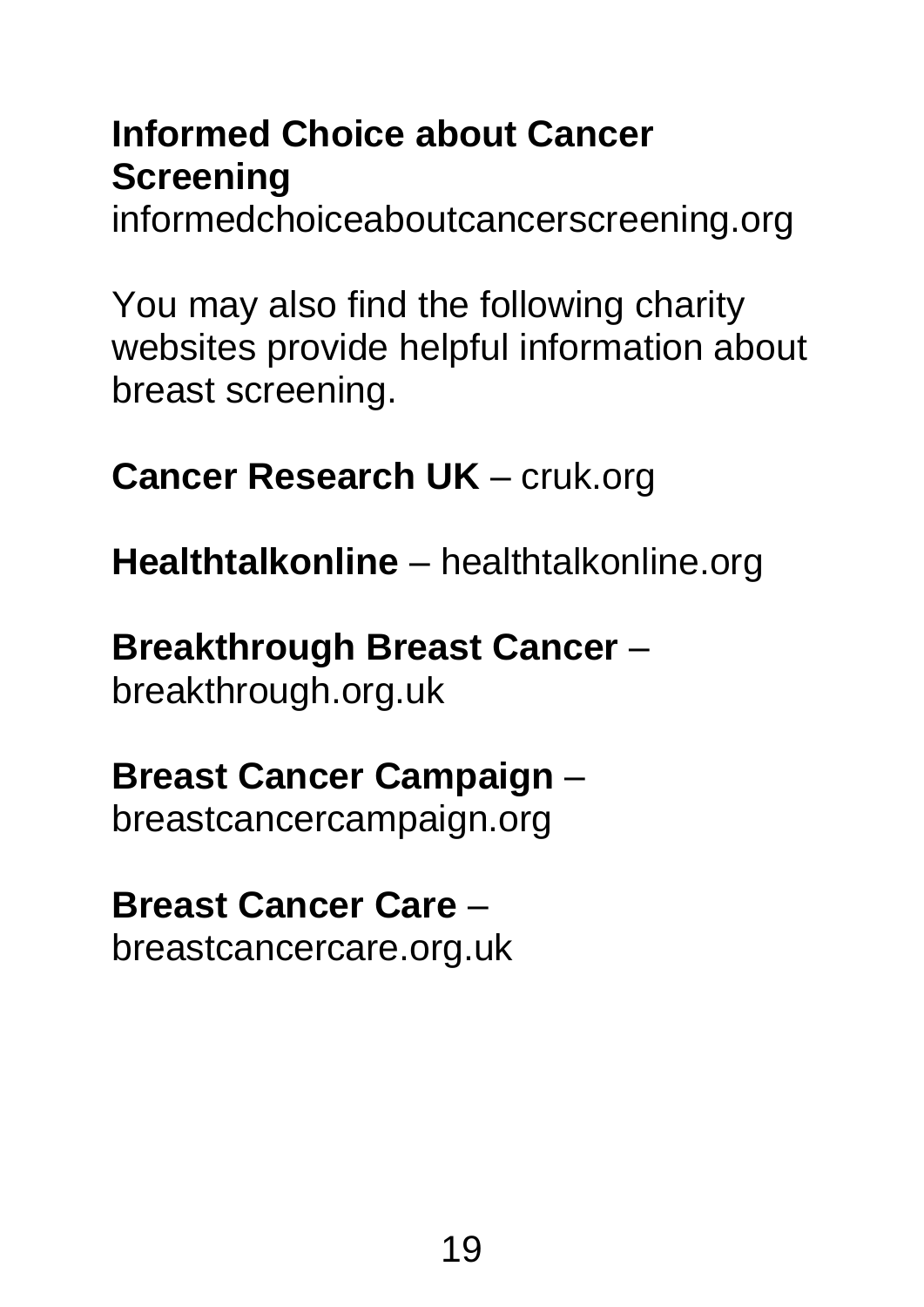**Informed Choice about Cancer Screening**
informedchoiceaboutcancerscreening.org

You may also find the following charity websites provide helpful information about breast screening.

**Cancer Research UK** – cruk.org

**Healthtalkonline** – healthtalkonline.org

**Breakthrough Breast Cancer** – breakthrough.org.uk

**Breast Cancer Campaign** – breastcancercampaign.org

**Breast Cancer Care** – breastcancercare.org.uk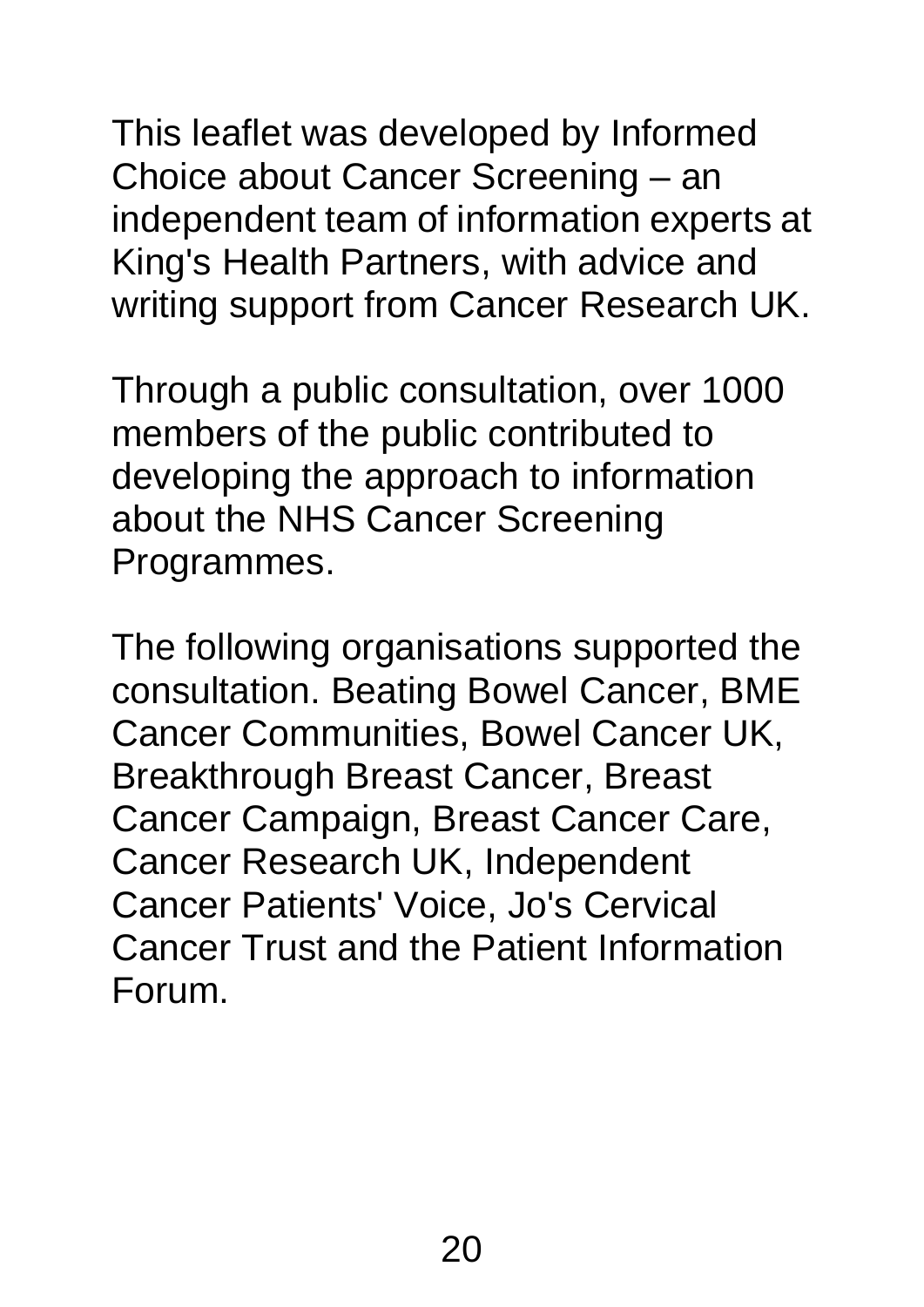This leaflet was developed by Informed Choice about Cancer Screening – an independent team of information experts at King's Health Partners, with advice and writing support from Cancer Research UK.

Through a public consultation, over 1000 members of the public contributed to developing the approach to information about the NHS Cancer Screening Programmes.

The following organisations supported the consultation. Beating Bowel Cancer, BME Cancer Communities, Bowel Cancer UK, Breakthrough Breast Cancer, Breast Cancer Campaign, Breast Cancer Care, Cancer Research UK, Independent Cancer Patients' Voice, Jo's Cervical Cancer Trust and the Patient Information Forum.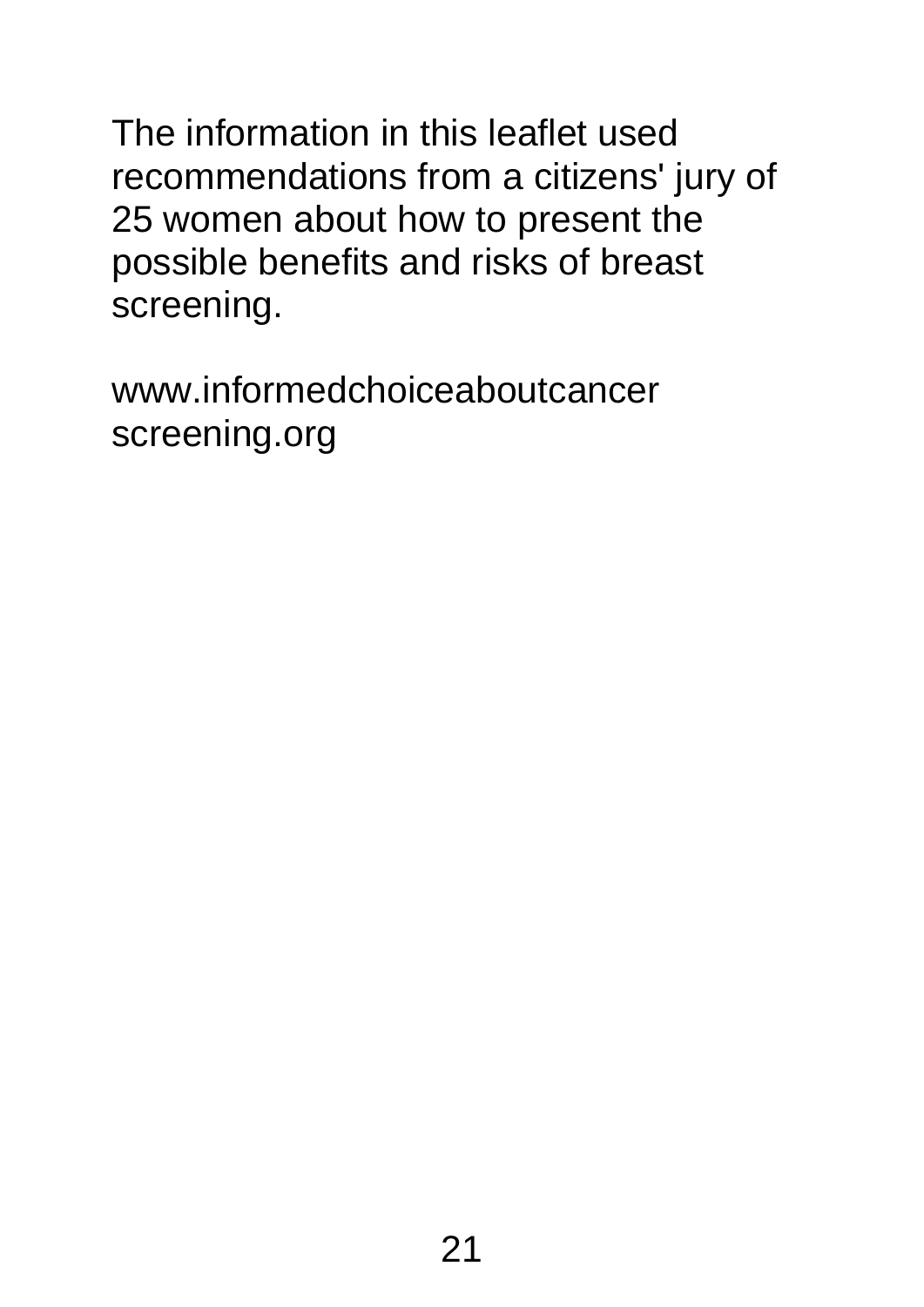The information in this leaflet used recommendations from a citizens' jury of 25 women about how to present the possible benefits and risks of breast screening.

www.informedchoiceaboutcancerscreening.org